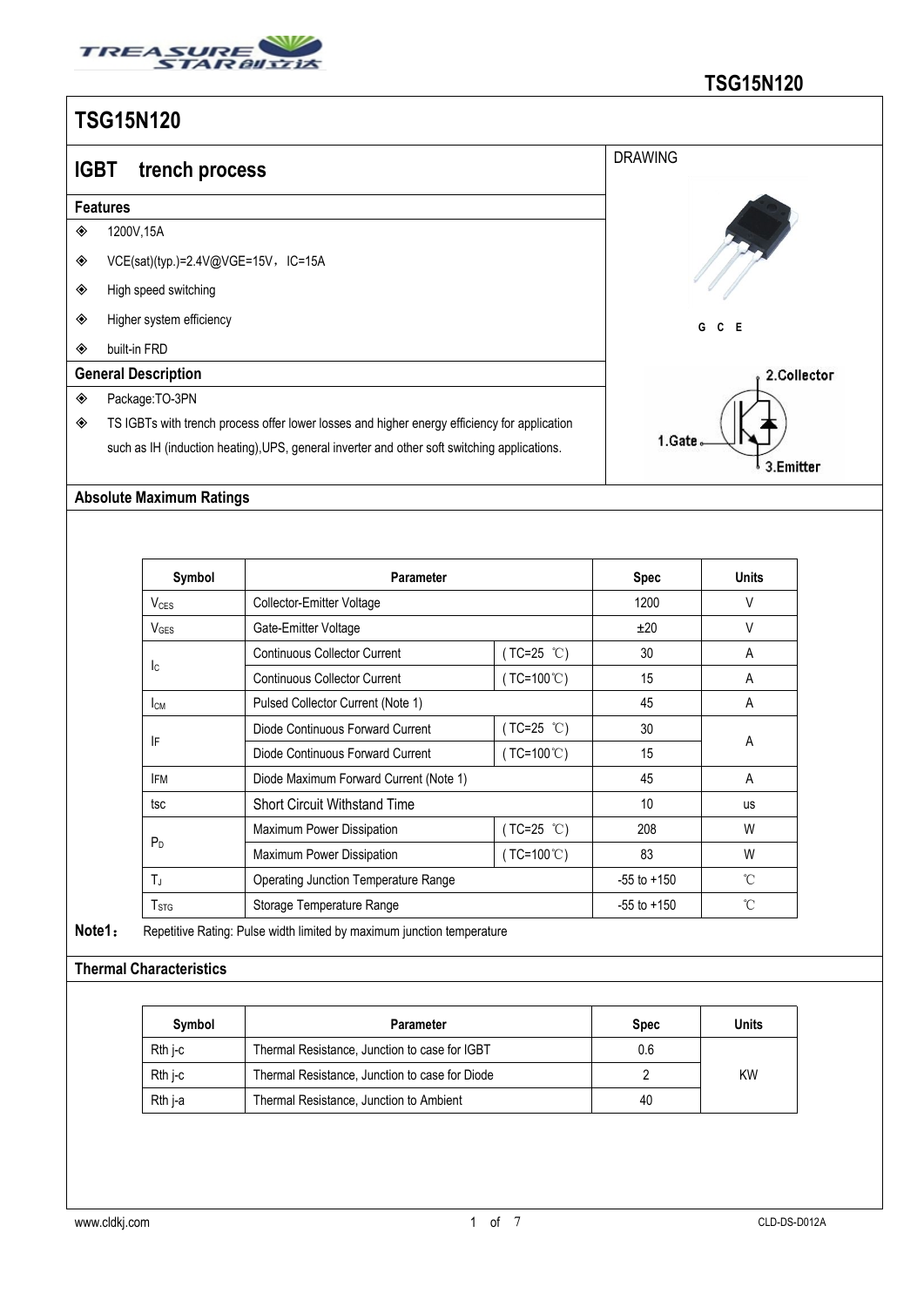# TSG15N120

## IBGT trench process

### Features

- 1200V,15A
- VCE(sat)(typ.)=2.4V@VGE=15V，IC=15A
- High speed switching
- Higher system efficiency
- built-in FRD

### General Description

- Package:TO-3PN
- TS IGBTs with trench process offer lower losses and higher energy efficiency for application such as IH (induction heating),UPS, general inverter and other soft switching applications.

DRAWING

G C E

1.Gate 2.Collector 3.Emitter

### Absolute Maximum Ratings

| Symbol | Parameter | | Spec | Units |
|---|---|---|---|---|
| $V_{CES}$ | Collector-Emitter Voltage | | 1200 | V |
| $V_{GES}$ | Gate-Emitter Voltage | | ±20 | V |
| $I_C$ | Continuous Collector Current | ( TC=25 ℃) | 30 | A |
| | Continuous Collector Current | ( TC=100℃) | 15 | A |
| $I_{CM}$ | Pulsed Collector Current (Note 1) | | 45 | A |
| IF | Diode Continuous Forward Current | ( TC=25 ℃) | 30 | A |
| | Diode Continuous Forward Current | ( TC=100℃) | 15 | |
| IFM | Diode Maximum Forward Current (Note 1) | | 45 | A |
| tsc | Short Circuit Withstand Time | | 10 | us |
| $P_D$ | Maximum Power Dissipation | ( TC=25 ℃) | 208 | W |
| | Maximum Power Dissipation | ( TC=100℃) | 83 | W |
| $T_J$ | Operating Junction Temperature Range | | -55 to +150 | ℃ |
| $T_{STG}$ | Storage Temperature Range | | -55 to +150 | ℃ |

**Note1：** Repetitive Rating: Pulse width limited by maximum junction temperature

### Thermal Characteristics

| Symbol | Parameter | Spec | Units |
|---|---|---|---|
| Rth j-c | Thermal Resistance, Junction to case for IGBT | 0.6 | KW |
| Rth j-c | Thermal Resistance, Junction to case for Diode | 2 | |
| Rth j-a | Thermal Resistance, Junction to Ambient | 40 | |

www.cldkj.com CLD-DS-D012A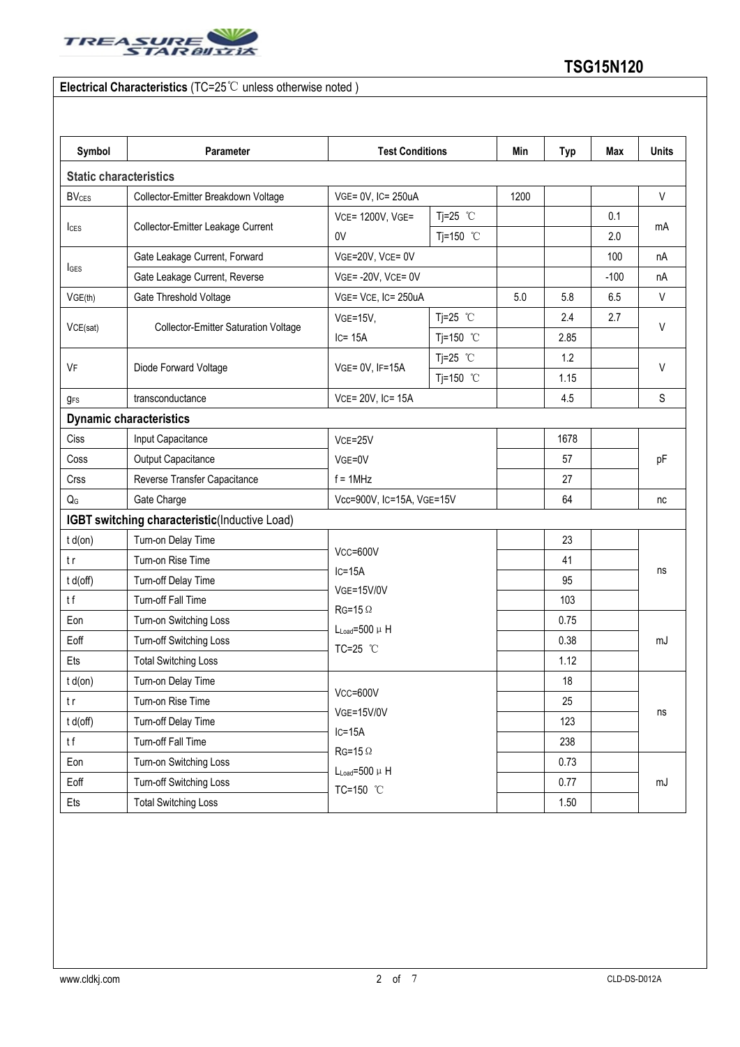## Electrical Characteristics (TC=25℃ unless otherwise noted )

| Symbol | Parameter | Test Conditions | | Min | Typ | Max | Units |
|---|---|---|---|---|---|---|---|
| **Static characteristics** | | | | | | | |
| $BV_{CES}$ | Collector-Emitter Breakdown Voltage | VGE= 0V, IC= 250uA | | 1200 | | | V |
| $I_{CES}$ | Collector-Emitter Leakage Current | VCE= 1200V, VGE= 0V | Tj=25 ℃ | | | 0.1 | mA |
| | | | Tj=150 ℃ | | | 2.0 | |
| $I_{GES}$ | Gate Leakage Current, Forward | VGE=20V, VCE= 0V | | | | 100 | nA |
| | Gate Leakage Current, Reverse | VGE= -20V, VCE= 0V | | | | -100 | nA |
| $V_{GE(th)}$ | Gate Threshold Voltage | VGE= VCE, IC= 250uA | | 5.0 | 5.8 | 6.5 | V |
| $V_{CE(sat)}$ | Collector-Emitter Saturation Voltage | VGE=15V, IC= 15A | Tj=25 ℃ | | 2.4 | 2.7 | V |
| | | | Tj=150 ℃ | | 2.85 | | |
| $V_F$ | Diode Forward Voltage | VGE= 0V, IF=15A | Tj=25 ℃ | | 1.2 | | V |
| | | | Tj=150 ℃ | | 1.15 | | |
| $g_{FS}$ | transconductance | VCE= 20V, IC= 15A | | | 4.5 | | S |
| **Dynamic characteristics** | | | | | | | |
| Ciss | Input Capacitance | VCE=25V<br>VGE=0V<br>f = 1MHz | | | 1678 | | pF |
| Coss | Output Capacitance | | | | 57 | | |
| Crss | Reverse Transfer Capacitance | | | | 27 | | |
| $Q_G$ | Gate Charge | Vcc=900V, IC=15A, VGE=15V | | | 64 | | nc |
| **IGBT switching characteristic(Inductive Load)** | | | | | | | |
| t d(on) | Turn-on Delay Time | Vcc=600V<br>IC=15A<br>VGE=15V/0V<br>RG=15Ω<br>$L_{Load}$=500μH<br>TC=25 ℃ | | | 23 | | ns |
| t r | Turn-on Rise Time | | | | 41 | | |
| t d(off) | Turn-off Delay Time | | | | 95 | | |
| t f | Turn-off Fall Time | | | | 103 | | |
| Eon | Turn-on Switching Loss | | | | 0.75 | | mJ |
| Eoff | Turn-off Switching Loss | | | | 0.38 | | |
| Ets | Total Switching Loss | | | | 1.12 | | |
| t d(on) | Turn-on Delay Time | Vcc=600V<br>VGE=15V/0V<br>IC=15A<br>RG=15Ω<br>$L_{Load}$=500μH<br>TC=150 ℃ | | | 18 | | ns |
| t r | Turn-on Rise Time | | | | 25 | | |
| t d(off) | Turn-off Delay Time | | | | 123 | | |
| t f | Turn-off Fall Time | | | | 238 | | |
| Eon | Turn-on Switching Loss | | | | 0.73 | | mJ |
| Eoff | Turn-off Switching Loss | | | | 0.77 | | |
| Ets | Total Switching Loss | | | | 1.50 | | |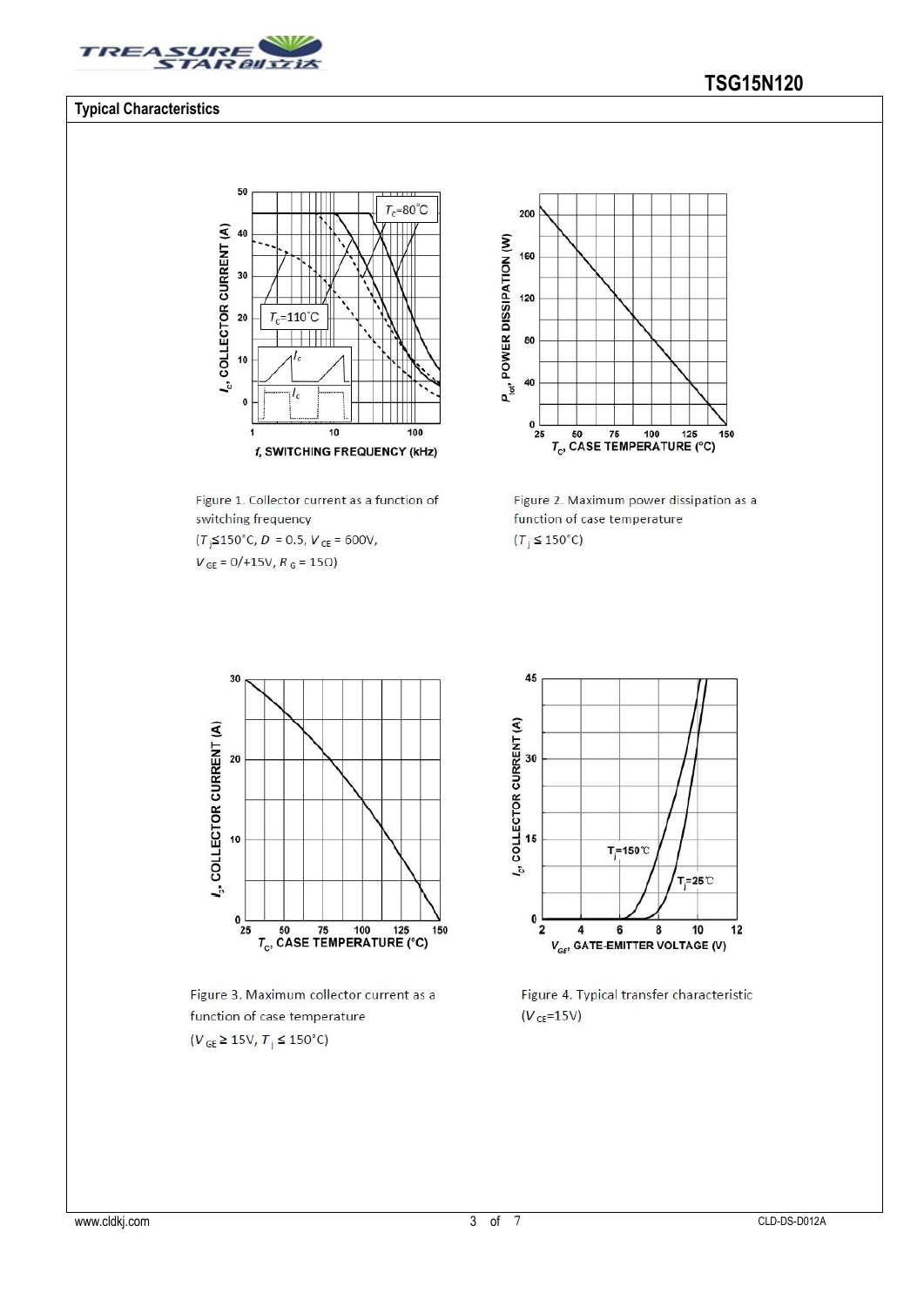## Typical Characteristics

Figure 1. Collector current as a function of switching frequency ($T_j$≤150°C, $D$ = 0.5, $V_{CE}$ = 600V, $V_{GE}$ = 0/+15V, $R_G$ = 15Ω)

Figure 2. Maximum power dissipation as a function of case temperature ($T_j$ ≤ 150°C)

Figure 3. Maximum collector current as a function of case temperature ($V_{GE}$ ≥ 15V, $T_j$ ≤ 150°C)

Figure 4. Typical transfer characteristic ($V_{CE}$=15V)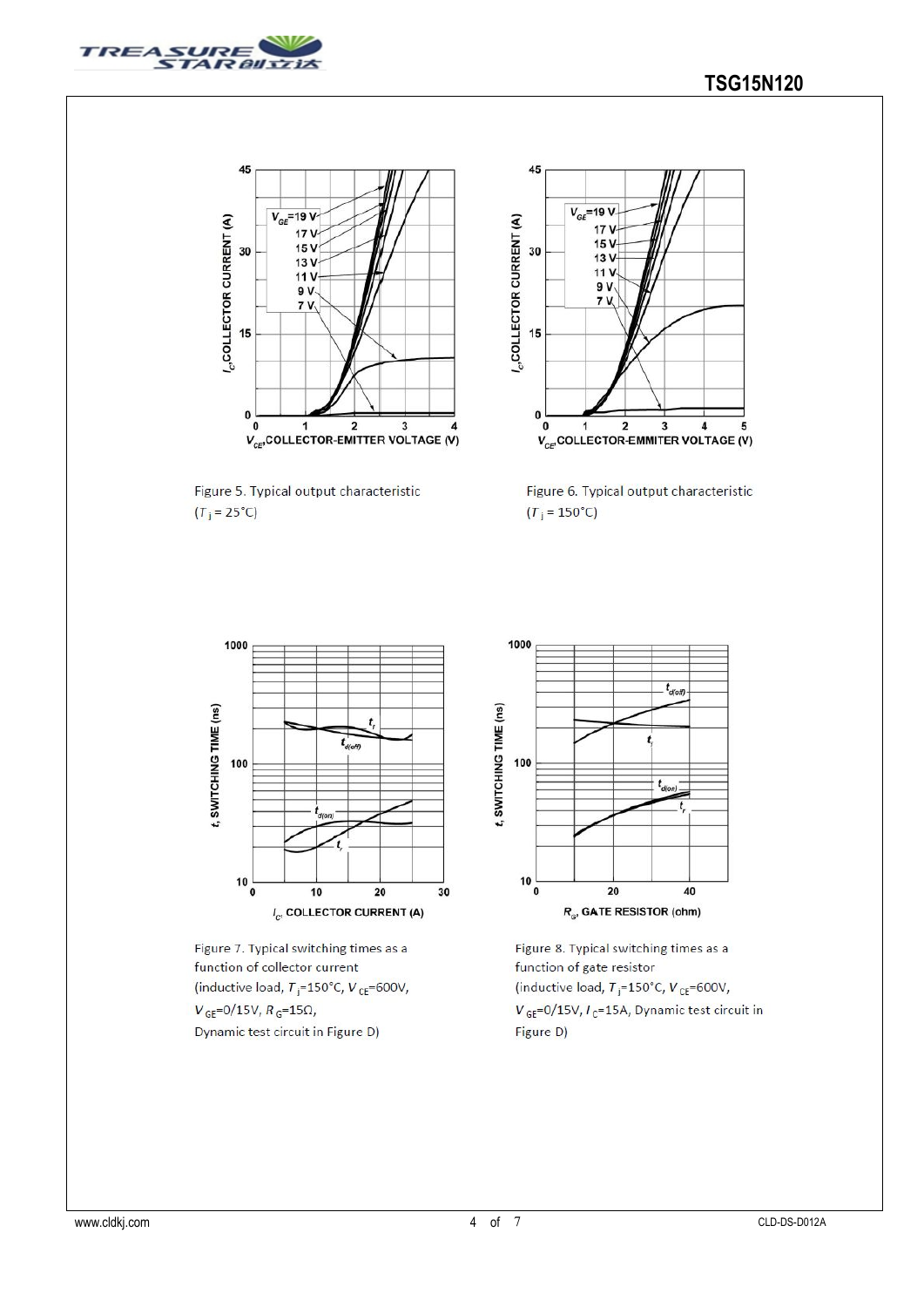Figure 5. Typical output characteristic ($T_j$ = 25°C)

Figure 6. Typical output characteristic ($T_j$ = 150°C)

Figure 7. Typical switching times as a function of collector current (inductive load, $T_j$=150°C, $V_{CE}$=600V, $V_{GE}$=0/15V, $R_G$=15Ω, Dynamic test circuit in Figure D)

Figure 8. Typical switching times as a function of gate resistor (inductive load, $T_j$=150°C, $V_{CE}$=600V, $V_{GE}$=0/15V, $I_C$=15A, Dynamic test circuit in Figure D)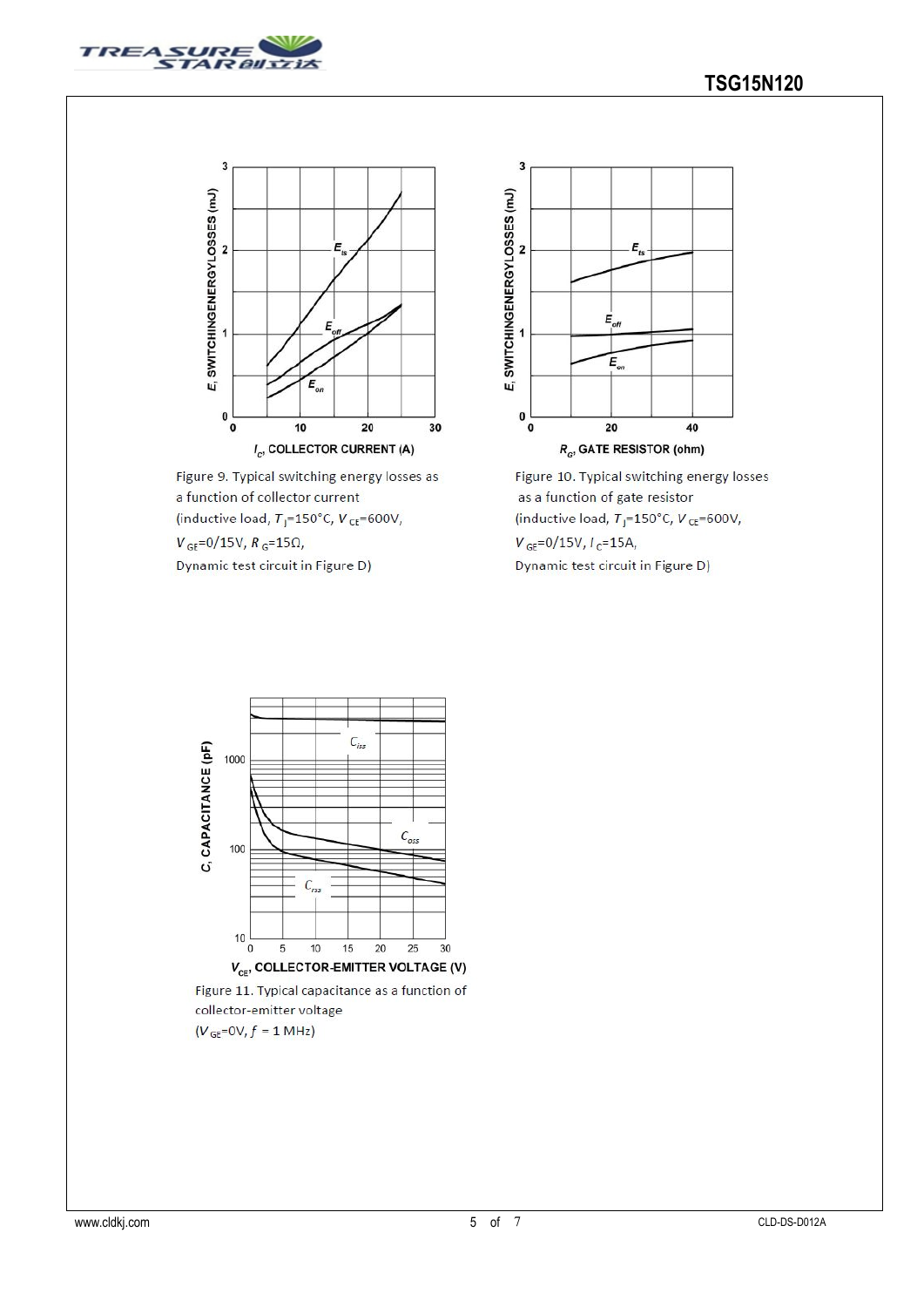Figure 9. Typical switching energy losses as a function of collector current (inductive load, $T_J$=150°C, $V_{CE}$=600V, $V_{GE}$=0/15V, $R_G$=15Ω, Dynamic test circuit in Figure D)

Figure 10. Typical switching energy losses as a function of gate resistor (inductive load, $T_J$=150°C, $V_{CE}$=600V, $V_{GE}$=0/15V, $I_C$=15A, Dynamic test circuit in Figure D)

Figure 11. Typical capacitance as a function of collector-emitter voltage ($V_{GE}$=0V, $f$ = 1 MHz)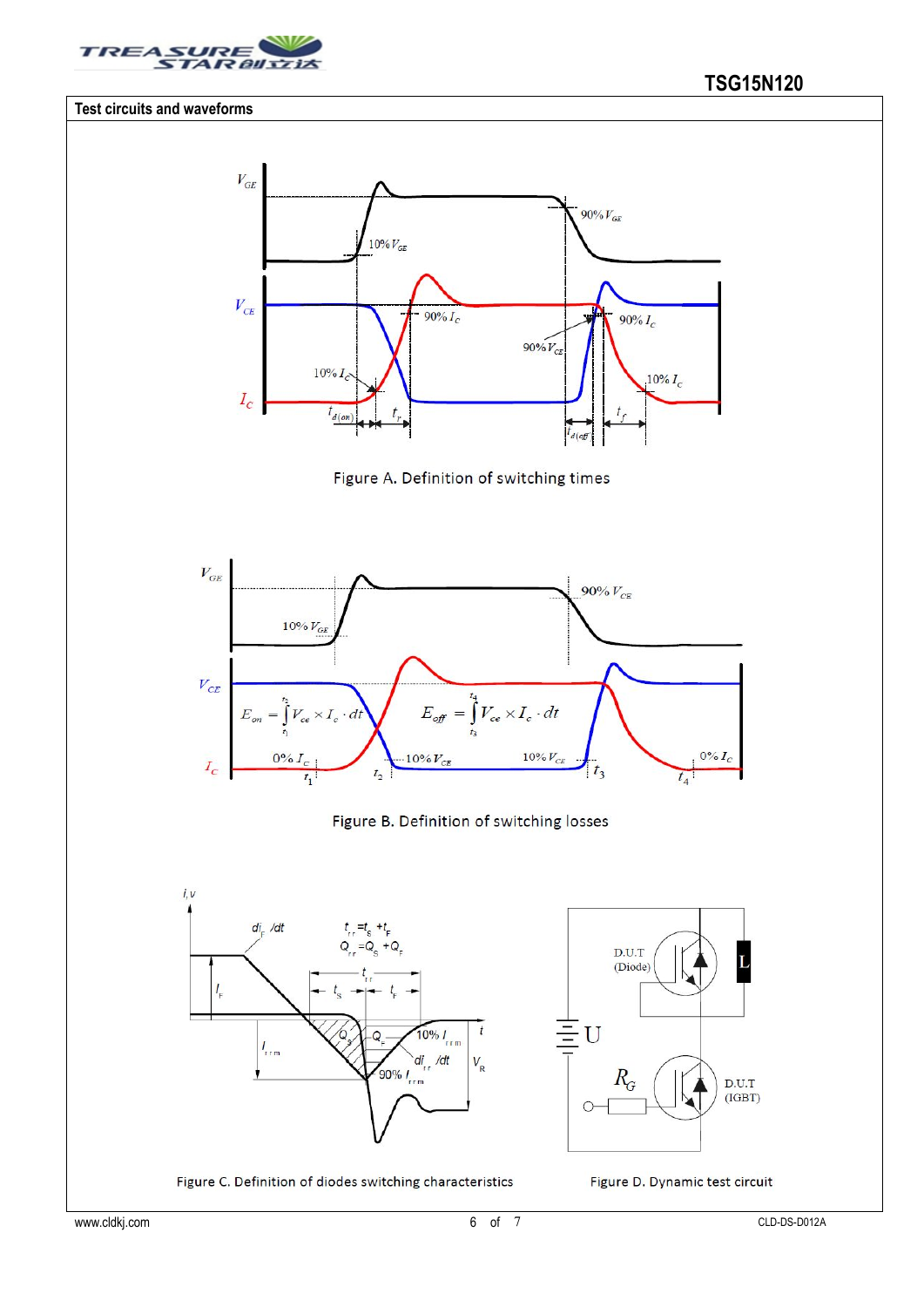## Test circuits and waveforms

Figure A. Definition of switching times

$$E_{on} = \int_{t_1}^{t_2} V_{ce} \times I_c \cdot dt \qquad E_{off} = \int_{t_3}^{t_4} V_{ce} \times I_c \cdot dt$$

Figure B. Definition of switching losses

$t_{rr} = t_S + t_F$

$Q_{rr} = Q_S + Q_F$

Figure C. Definition of diodes switching characteristics

Figure D. Dynamic test circuit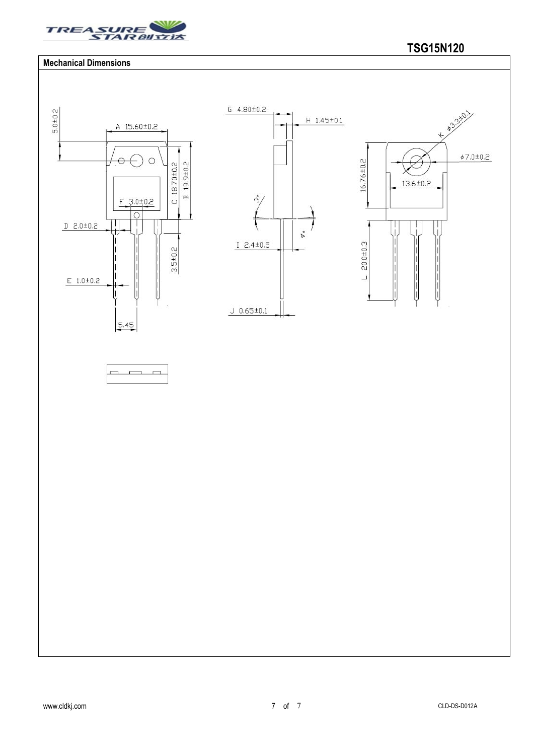## Mechanical Dimensions

5.0±0.2

A 15.60±0.2

C 18.70±0.2

B 19.9±0.2

F 3.0±0.2

D 2.0±0.2

3.5±0.2

E 1.0±0.2

5.45

G 4.80±0.2

H 1.45±0.1

3°

4°

I 2.4±0.5

J 0.65±0.1

K ϕ3.3±0.1

ϕ7.0±0.2

16.76±0.2

13.6±0.2

L 20.0±0.3